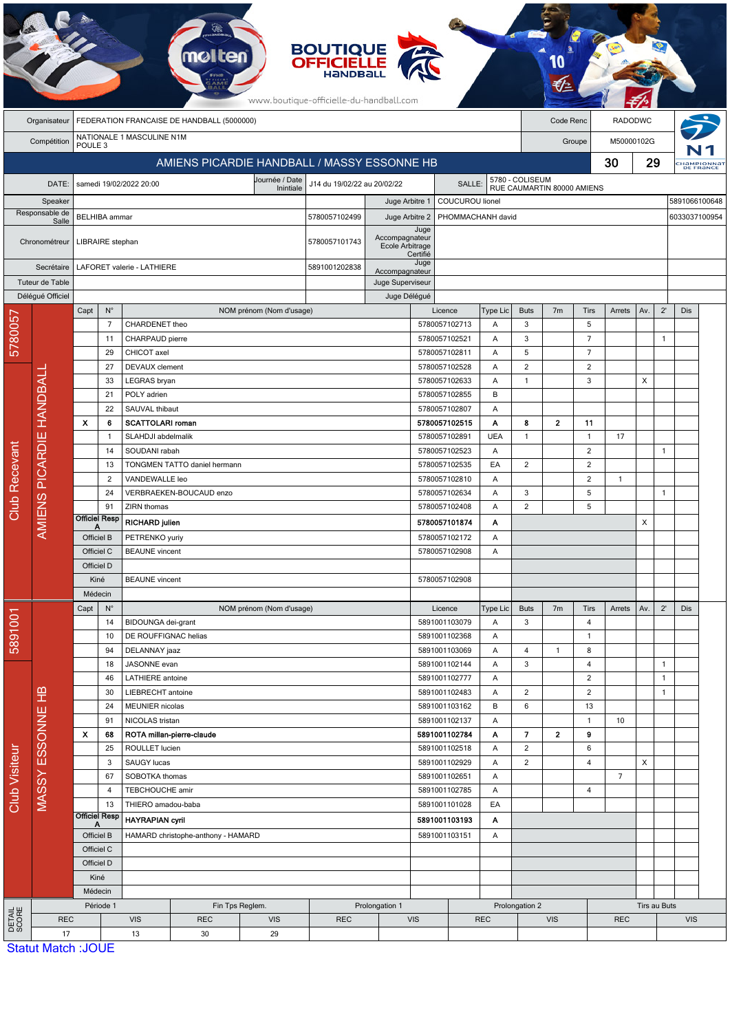| Organisateur | FEDERATION FRANCAISE DE HANDBALL (5000000) | Code Renc | RADODWC |
|---|---|---|---|
| Compétition | NATIONALE 1 MASCULINE N1M POULE 3 | Groupe | M50000102G |

## AMIENS PICARDIE HANDBALL / MASSY ESSONNE HB — 30 / 29

| DATE: | samedi 19/02/2022 20:00 | Journée / Date Initiale | J14 du 19/02/22 au 20/02/22 | SALLE: | 5780 - COLISEUM RUE CAUMARTIN 80000 AMIENS |
|---|---|---|---|---|---|

| Rôle | Nom | Licence | Rôle | Nom | Licence |
|---|---|---|---|---|---|
| Speaker | | | Juge Arbitre 1 | COUCUROU lionel | 5891066100648 |
| Responsable de Salle | BELHIBA ammar | 5780057102499 | Juge Arbitre 2 | PHOMMACHANH david | 6033037100954 |
| Chronométreur | LIBRAIRE stephan | 5780057101743 | Juge Accompagnateur Ecole Arbitrage Certifié | | |
| Secrétaire | LAFORET valerie - LATHIERE | 5891001202838 | Juge Accompagnateur | | |
| Tuteur de Table | | | Juge Superviseur | | |
| Délégué Officiel | | | Juge Délégué | | |

### Club Recevant — 5780057 — AMIENS PICARDIE HANDBALL

| Capt | N° | NOM prénom (Nom d'usage) | Licence | Type Lic | Buts | 7m | Tirs | Arrets | Av. | 2' | Dis |
|---|---|---|---|---|---|---|---|---|---|---|---|
| | 7 | CHARDENET theo | 5780057102713 | A | 3 | | 5 | | | | |
| | 11 | CHARPAUD pierre | 5780057102521 | A | 3 | | 7 | | | 1 | |
| | 29 | CHICOT axel | 5780057102811 | A | 5 | | 7 | | | | |
| | 27 | DEVAUX clement | 5780057102528 | A | 2 | | 2 | | | | |
| | 33 | LEGRAS bryan | 5780057102633 | A | 1 | | 3 | | X | | |
| | 21 | POLY adrien | 5780057102855 | B | | | | | | | |
| | 22 | SAUVAL thibaut | 5780057102807 | A | | | | | | | |
| **X** | **6** | **SCATTOLARI roman** | **5780057102515** | **A** | **8** | **2** | **11** | | | | |
| | 1 | SLAHDJI abdelmalik | 5780057102891 | UEA | 1 | | 1 | 17 | | | |
| | 14 | SOUDANI rabah | 5780057102523 | A | | | 2 | | | 1 | |
| | 13 | TONGMEN TATTO daniel hermann | 5780057102535 | EA | 2 | | 2 | | | | |
| | 2 | VANDEWALLE leo | 5780057102810 | A | | | 2 | 1 | | | |
| | 24 | VERBRAEKEN-BOUCAUD enzo | 5780057102634 | A | 3 | | 5 | | | 1 | |
| | 91 | ZIRN thomas | 5780057102408 | A | 2 | | 5 | | | | |
| Officiel Resp A | | **RICHARD julien** | **5780057101874** | **A** | | | | | X | | |
| Officiel B | | PETRENKO yuriy | 5780057102172 | A | | | | | | | |
| Officiel C | | BEAUNE vincent | 5780057102908 | A | | | | | | | |
| Officiel D | | | | | | | | | | | |
| Kiné | | BEAUNE vincent | 5780057102908 | | | | | | | | |
| Médecin | | | | | | | | | | | |

### Club Visiteur — 5891001 — MASSY ESSONNE HB

| Capt | N° | NOM prénom (Nom d'usage) | Licence | Type Lic | Buts | 7m | Tirs | Arrets | Av. | 2' | Dis |
|---|---|---|---|---|---|---|---|---|---|---|---|
| | 14 | BIDOUNGA dei-grant | 5891001103079 | A | 3 | | 4 | | | | |
| | 10 | DE ROUFFIGNAC helias | 5891001102368 | A | | | 1 | | | | |
| | 94 | DELANNAY jaaz | 5891001103069 | A | 4 | 1 | 8 | | | | |
| | 18 | JASONNE evan | 5891001102144 | A | 3 | | 4 | | | 1 | |
| | 46 | LATHIERE antoine | 5891001102777 | A | | | 2 | | | 1 | |
| | 30 | LIEBRECHT antoine | 5891001102483 | A | 2 | | 2 | | | 1 | |
| | 24 | MEUNIER nicolas | 5891001103162 | B | 6 | | 13 | | | | |
| | 91 | NICOLAS tristan | 5891001102137 | A | | | 1 | 10 | | | |
| **X** | **68** | **ROTA millan-pierre-claude** | **5891001102784** | **A** | **7** | **2** | **9** | | | | |
| | 25 | ROULLET lucien | 5891001102518 | A | 2 | | 6 | | | | |
| | 3 | SAUGY lucas | 5891001102929 | A | 2 | | 4 | | X | | |
| | 67 | SOBOTKA thomas | 5891001102651 | A | | | | 7 | | | |
| | 4 | TEBCHOUCHE amir | 5891001102785 | A | | | 4 | | | | |
| | 13 | THIERO amadou-baba | 5891001101028 | EA | | | | | | | |
| Officiel Resp A | | **HAYRAPIAN cyril** | **5891001103193** | **A** | | | | | | | |
| Officiel B | | HAMARD christophe-anthony - HAMARD | 5891001103151 | A | | | | | | | |
| Officiel C | | | | | | | | | | | |
| Officiel D | | | | | | | | | | | |
| Kiné | | | | | | | | | | | |
| Médecin | | | | | | | | | | | |

### DETAIL SCORE

| Période 1 | | Fin Tps Reglem. | | Prolongation 1 | | Prolongation 2 | | Tirs au Buts | |
|---|---|---|---|---|---|---|---|---|---|
| REC | VIS | REC | VIS | REC | VIS | REC | VIS | REC | VIS |
| 17 | 13 | 30 | 29 | | | | | | |

Statut Match :JOUE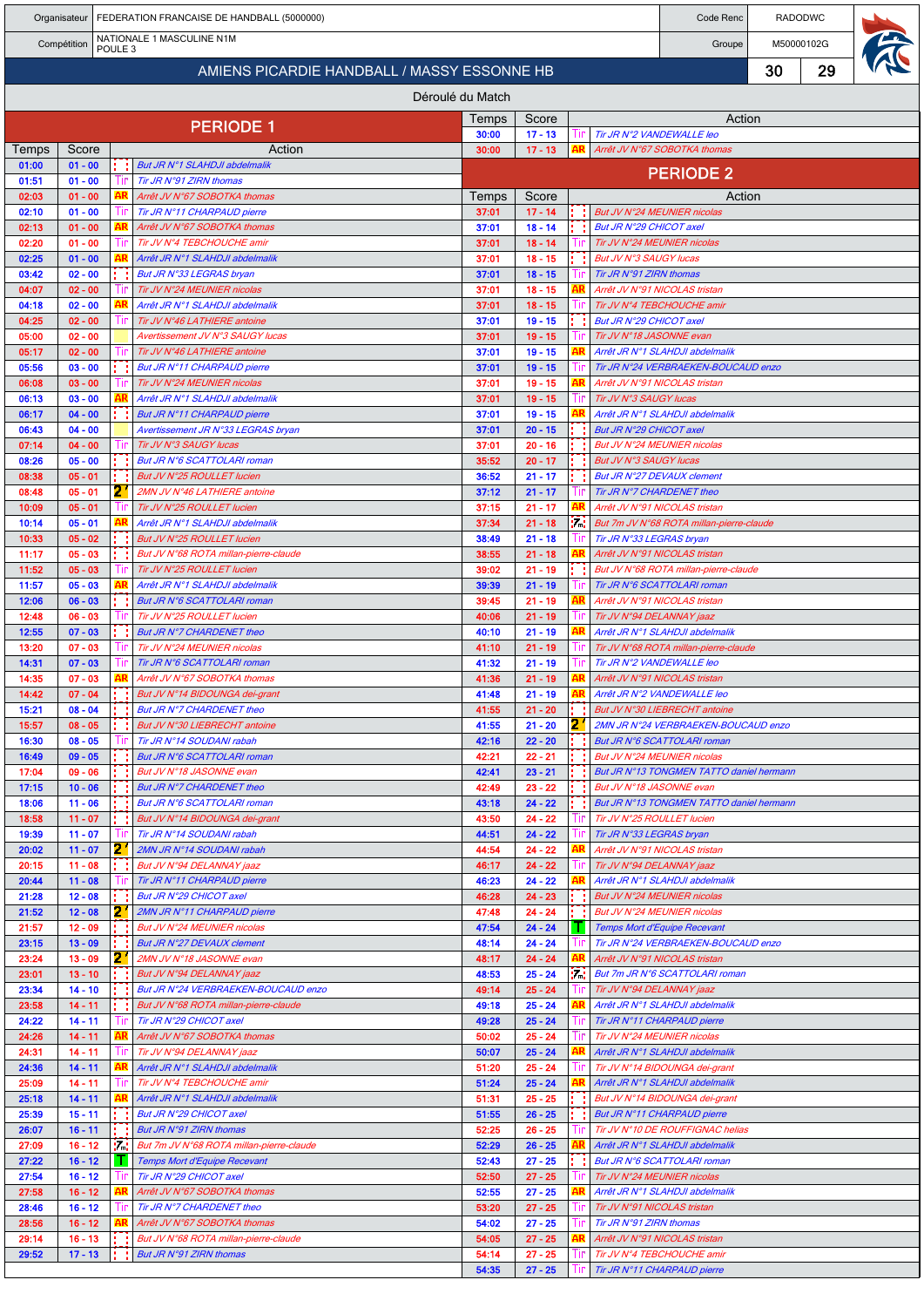| Organisateur | FEDERATION FRANCAISE DE HANDBALL (5000000) | Code Renc | RADODWC |
|---|---|---|---|
| Compétition | NATIONALE 1 MASCULINE N1M POULE 3 | Groupe | M50000102G |

## AMIENS PICARDIE HANDBALL / MASSY ESSONNE HB — 30 / 29

### Déroulé du Match

## PERIODE 1

| Temps | Score | | Action |
|---|---|---|---|
| 01:00 | 01 - 00 | | But JR N°1 SLAHDJI abdelmalik |
| 01:51 | 01 - 00 | Tir | Tir JR N°91 ZIRN thomas |
| 02:03 | 01 - 00 | AR | Arrêt JV N°67 SOBOTKA thomas |
| 02:10 | 01 - 00 | Tir | Tir JR N°11 CHARPAUD pierre |
| 02:13 | 01 - 00 | AR | Arrêt JV N°67 SOBOTKA thomas |
| 02:20 | 01 - 00 | Tir | Tir JV N°4 TEBCHOUCHE amir |
| 02:25 | 01 - 00 | AR | Arrêt JR N°1 SLAHDJI abdelmalik |
| 03:42 | 02 - 00 | | But JR N°33 LEGRAS bryan |
| 04:07 | 02 - 00 | Tir | Tir JV N°24 MEUNIER nicolas |
| 04:18 | 02 - 00 | AR | Arrêt JR N°1 SLAHDJI abdelmalik |
| 04:25 | 02 - 00 | Tir | Tir JV N°46 LATHIERE antoine |
| 05:00 | 02 - 00 | | Avertissement JV N°3 SAUGY lucas |
| 05:17 | 02 - 00 | Tir | Tir JV N°46 LATHIERE antoine |
| 05:56 | 03 - 00 | | But JR N°11 CHARPAUD pierre |
| 06:08 | 03 - 00 | Tir | Tir JV N°24 MEUNIER nicolas |
| 06:13 | 03 - 00 | AR | Arrêt JR N°1 SLAHDJI abdelmalik |
| 06:17 | 04 - 00 | | But JR N°11 CHARPAUD pierre |
| 06:43 | 04 - 00 | | Avertissement JR N°33 LEGRAS bryan |
| 07:14 | 04 - 00 | Tir | Tir JV N°3 SAUGY lucas |
| 08:26 | 05 - 00 | | But JR N°6 SCATTOLARI roman |
| 08:38 | 05 - 01 | | But JV N°25 ROULLET lucien |
| 08:48 | 05 - 01 | 2' | 2MN JV N°46 LATHIERE antoine |
| 10:09 | 05 - 01 | Tir | Tir JV N°25 ROULLET lucien |
| 10:14 | 05 - 01 | AR | Arrêt JR N°1 SLAHDJI abdelmalik |
| 10:33 | 05 - 02 | | But JV N°25 ROULLET lucien |
| 11:17 | 05 - 03 | | But JV N°68 ROTA millan-pierre-claude |
| 11:52 | 05 - 03 | Tir | Tir JV N°25 ROULLET lucien |
| 11:57 | 05 - 03 | AR | Arrêt JR N°1 SLAHDJI abdelmalik |
| 12:06 | 06 - 03 | | But JR N°6 SCATTOLARI roman |
| 12:48 | 06 - 03 | Tir | Tir JV N°25 ROULLET lucien |
| 12:55 | 07 - 03 | | But JR N°7 CHARDENET theo |
| 13:20 | 07 - 03 | Tir | Tir JV N°24 MEUNIER nicolas |
| 14:31 | 07 - 03 | Tir | Tir JR N°6 SCATTOLARI roman |
| 14:35 | 07 - 03 | AR | Arrêt JV N°67 SOBOTKA thomas |
| 14:42 | 07 - 04 | | But JV N°14 BIDOUNGA dei-grant |
| 15:21 | 08 - 04 | | But JR N°7 CHARDENET theo |
| 15:57 | 08 - 05 | | But JV N°30 LIEBRECHT antoine |
| 16:30 | 08 - 05 | Tir | Tir JR N°14 SOUDANI rabah |
| 16:49 | 09 - 05 | | But JR N°6 SCATTOLARI roman |
| 17:04 | 09 - 06 | | But JV N°18 JASONNE evan |
| 17:15 | 10 - 06 | | But JR N°7 CHARDENET theo |
| 18:06 | 11 - 06 | | But JR N°6 SCATTOLARI roman |
| 18:58 | 11 - 07 | | But JV N°14 BIDOUNGA dei-grant |
| 19:39 | 11 - 07 | Tir | Tir JR N°14 SOUDANI rabah |
| 20:02 | 11 - 07 | 2' | 2MN JR N°14 SOUDANI rabah |
| 20:15 | 11 - 08 | | But JV N°94 DELANNAY jaaz |
| 20:44 | 11 - 08 | Tir | Tir JR N°11 CHARPAUD pierre |
| 21:28 | 12 - 08 | | But JR N°29 CHICOT axel |
| 21:52 | 12 - 08 | 2' | 2MN JR N°11 CHARPAUD pierre |
| 21:57 | 12 - 09 | | But JV N°24 MEUNIER nicolas |
| 23:15 | 13 - 09 | | But JR N°27 DEVAUX clement |
| 23:24 | 13 - 09 | 2' | 2MN JV N°18 JASONNE evan |
| 23:01 | 13 - 10 | | But JV N°94 DELANNAY jaaz |
| 23:34 | 14 - 10 | | But JR N°24 VERBRAEKEN-BOUCAUD enzo |
| 23:58 | 14 - 11 | | But JV N°68 ROTA millan-pierre-claude |
| 24:22 | 14 - 11 | Tir | Tir JR N°29 CHICOT axel |
| 24:26 | 14 - 11 | AR | Arrêt JV N°67 SOBOTKA thomas |
| 24:31 | 14 - 11 | Tir | Tir JV N°94 DELANNAY jaaz |
| 24:36 | 14 - 11 | AR | Arrêt JR N°1 SLAHDJI abdelmalik |
| 25:09 | 14 - 11 | Tir | Tir JV N°4 TEBCHOUCHE amir |
| 25:18 | 14 - 11 | AR | Arrêt JR N°1 SLAHDJI abdelmalik |
| 25:39 | 15 - 11 | | But JR N°29 CHICOT axel |
| 26:07 | 16 - 11 | | But JR N°91 ZIRN thomas |
| 27:09 | 16 - 12 | 7m | But 7m JV N°68 ROTA millan-pierre-claude |
| 27:22 | 16 - 12 | T | Temps Mort d'Equipe Recevant |
| 27:54 | 16 - 12 | Tir | Tir JR N°29 CHICOT axel |
| 27:58 | 16 - 12 | AR | Arrêt JV N°67 SOBOTKA thomas |
| 28:46 | 16 - 12 | Tir | Tir JR N°7 CHARDENET theo |
| 28:56 | 16 - 12 | AR | Arrêt JV N°67 SOBOTKA thomas |
| 29:14 | 16 - 13 | | But JV N°68 ROTA millan-pierre-claude |
| 29:52 | 17 - 13 | | But JR N°91 ZIRN thomas |
| 30:00 | 17 - 13 | Tir | Tir JR N°2 VANDEWALLE leo |
| 30:00 | 17 - 13 | AR | Arrêt JV N°67 SOBOTKA thomas |

## PERIODE 2

| Temps | Score | | Action |
|---|---|---|---|
| 37:01 | 17 - 14 | | But JV N°24 MEUNIER nicolas |
| 37:01 | 18 - 14 | | But JR N°29 CHICOT axel |
| 37:01 | 18 - 14 | Tir | Tir JV N°24 MEUNIER nicolas |
| 37:01 | 18 - 15 | | But JV N°3 SAUGY lucas |
| 37:01 | 18 - 15 | Tir | Tir JR N°91 ZIRN thomas |
| 37:01 | 18 - 15 | AR | Arrêt JV N°91 NICOLAS tristan |
| 37:01 | 18 - 15 | Tir | Tir JV N°4 TEBCHOUCHE amir |
| 37:01 | 19 - 15 | | But JR N°29 CHICOT axel |
| 37:01 | 19 - 15 | Tir | Tir JV N°18 JASONNE evan |
| 37:01 | 19 - 15 | AR | Arrêt JR N°1 SLAHDJI abdelmalik |
| 37:01 | 19 - 15 | Tir | Tir JR N°24 VERBRAEKEN-BOUCAUD enzo |
| 37:01 | 19 - 15 | AR | Arrêt JV N°91 NICOLAS tristan |
| 37:01 | 19 - 15 | Tir | Tir JV N°3 SAUGY lucas |
| 37:01 | 19 - 15 | AR | Arrêt JR N°1 SLAHDJI abdelmalik |
| 37:01 | 20 - 15 | | But JR N°29 CHICOT axel |
| 37:01 | 20 - 16 | | But JV N°24 MEUNIER nicolas |
| 35:52 | 20 - 17 | | But JV N°3 SAUGY lucas |
| 36:52 | 21 - 17 | | But JR N°27 DEVAUX clement |
| 37:12 | 21 - 17 | Tir | Tir JR N°7 CHARDENET theo |
| 37:15 | 21 - 17 | AR | Arrêt JV N°91 NICOLAS tristan |
| 37:34 | 21 - 18 | 7m | But 7m JV N°68 ROTA millan-pierre-claude |
| 38:49 | 21 - 18 | Tir | Tir JR N°33 LEGRAS bryan |
| 38:55 | 21 - 18 | AR | Arrêt JV N°91 NICOLAS tristan |
| 39:02 | 21 - 19 | | But JV N°68 ROTA millan-pierre-claude |
| 39:39 | 21 - 19 | Tir | Tir JR N°6 SCATTOLARI roman |
| 39:45 | 21 - 19 | AR | Arrêt JV N°91 NICOLAS tristan |
| 40:06 | 21 - 19 | Tir | Tir JV N°94 DELANNAY jaaz |
| 40:10 | 21 - 19 | AR | Arrêt JR N°1 SLAHDJI abdelmalik |
| 41:10 | 21 - 19 | Tir | Tir JV N°68 ROTA millan-pierre-claude |
| 41:32 | 21 - 19 | Tir | Tir JR N°2 VANDEWALLE leo |
| 41:36 | 21 - 19 | AR | Arrêt JV N°91 NICOLAS tristan |
| 41:48 | 21 - 19 | AR | Arrêt JR N°2 VANDEWALLE leo |
| 41:55 | 21 - 20 | | But JV N°30 LIEBRECHT antoine |
| 41:55 | 21 - 20 | 2' | 2MN JR N°24 VERBRAEKEN-BOUCAUD enzo |
| 42:16 | 22 - 20 | | But JR N°6 SCATTOLARI roman |
| 42:21 | 22 - 21 | | But JV N°24 MEUNIER nicolas |
| 42:41 | 23 - 21 | | But JR N°13 TONGMEN TATTO daniel hermann |
| 42:49 | 23 - 22 | | But JV N°18 JASONNE evan |
| 43:18 | 24 - 22 | | But JR N°13 TONGMEN TATTO daniel hermann |
| 43:50 | 24 - 22 | Tir | Tir JV N°25 ROULLET lucien |
| 44:51 | 24 - 22 | Tir | Tir JR N°33 LEGRAS bryan |
| 44:54 | 24 - 22 | AR | Arrêt JV N°91 NICOLAS tristan |
| 46:17 | 24 - 22 | Tir | Tir JV N°94 DELANNAY jaaz |
| 46:23 | 24 - 22 | AR | Arrêt JR N°1 SLAHDJI abdelmalik |
| 46:28 | 24 - 23 | | But JV N°24 MEUNIER nicolas |
| 47:48 | 24 - 24 | | But JV N°24 MEUNIER nicolas |
| 47:54 | 24 - 24 | T | Temps Mort d'Equipe Recevant |
| 48:14 | 24 - 24 | Tir | Tir JR N°24 VERBRAEKEN-BOUCAUD enzo |
| 48:17 | 24 - 24 | AR | Arrêt JV N°91 NICOLAS tristan |
| 48:53 | 25 - 24 | 7m | But 7m JR N°6 SCATTOLARI roman |
| 49:14 | 25 - 24 | Tir | Tir JV N°94 DELANNAY jaaz |
| 49:18 | 25 - 24 | AR | Arrêt JR N°1 SLAHDJI abdelmalik |
| 49:28 | 25 - 24 | Tir | Tir JR N°11 CHARPAUD pierre |
| 50:02 | 25 - 24 | Tir | Tir JV N°24 MEUNIER nicolas |
| 50:07 | 25 - 24 | AR | Arrêt JR N°1 SLAHDJI abdelmalik |
| 51:20 | 25 - 24 | Tir | Tir JV N°14 BIDOUNGA dei-grant |
| 51:24 | 25 - 24 | AR | Arrêt JR N°1 SLAHDJI abdelmalik |
| 51:31 | 25 - 25 | | But JV N°14 BIDOUNGA dei-grant |
| 51:55 | 26 - 25 | | But JR N°11 CHARPAUD pierre |
| 52:25 | 26 - 25 | Tir | Tir JV N°10 DE ROUFFIGNAC helias |
| 52:29 | 26 - 25 | AR | Arrêt JR N°1 SLAHDJI abdelmalik |
| 52:43 | 27 - 25 | | But JR N°6 SCATTOLARI roman |
| 52:50 | 27 - 25 | Tir | Tir JV N°24 MEUNIER nicolas |
| 52:55 | 27 - 25 | AR | Arrêt JR N°1 SLAHDJI abdelmalik |
| 53:20 | 27 - 25 | Tir | Tir JV N°91 NICOLAS tristan |
| 54:02 | 27 - 25 | Tir | Tir JR N°91 ZIRN thomas |
| 54:05 | 27 - 25 | AR | Arrêt JV N°91 NICOLAS tristan |
| 54:14 | 27 - 25 | Tir | Tir JV N°4 TEBCHOUCHE amir |
| 54:35 | 27 - 25 | Tir | Tir JR N°11 CHARPAUD pierre |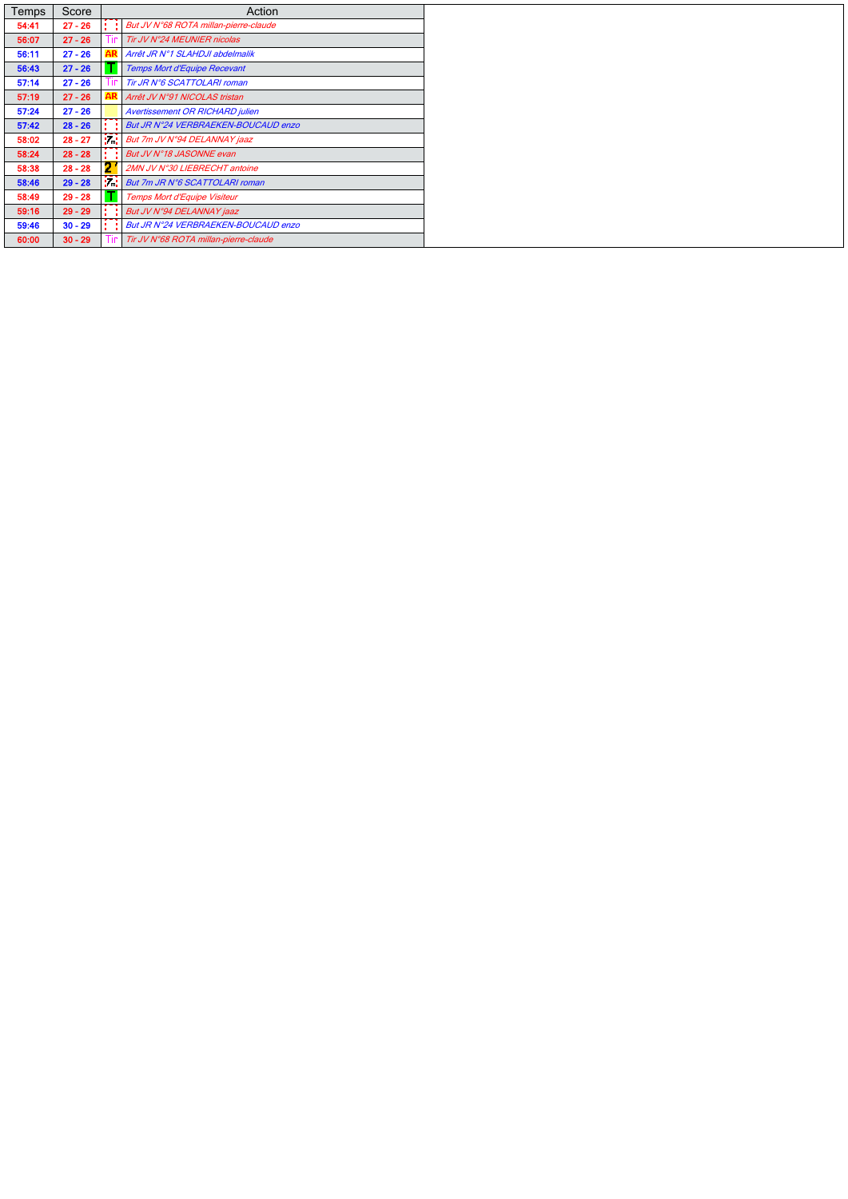| Temps | Score | | Action |
|---|---|---|---|
| 54:41 | 27 - 26 | | But JV N°68 ROTA millan-pierre-claude |
| 56:07 | 27 - 26 | Tir | Tir JV N°24 MEUNIER nicolas |
| 56:11 | 27 - 26 | AR | Arrêt JR N°1 SLAHDJI abdelmalik |
| 56:43 | 27 - 26 | T | Temps Mort d'Equipe Recevant |
| 57:14 | 27 - 26 | Tir | Tir JR N°6 SCATTOLARI roman |
| 57:19 | 27 - 26 | AR | Arrêt JV N°91 NICOLAS tristan |
| 57:24 | 27 - 26 | | Avertissement OR RICHARD julien |
| 57:42 | 28 - 26 | | But JR N°24 VERBRAEKEN-BOUCAUD enzo |
| 58:02 | 28 - 27 | 7m | But 7m JV N°94 DELANNAY jaaz |
| 58:24 | 28 - 28 | | But JV N°18 JASONNE evan |
| 58:38 | 28 - 28 | 2' | 2MN JV N°30 LIEBRECHT antoine |
| 58:46 | 29 - 28 | 7m | But 7m JR N°6 SCATTOLARI roman |
| 58:49 | 29 - 28 | T | Temps Mort d'Equipe Visiteur |
| 59:16 | 29 - 29 | | But JV N°94 DELANNAY jaaz |
| 59:46 | 30 - 29 | | But JR N°24 VERBRAEKEN-BOUCAUD enzo |
| 60:00 | 30 - 29 | Tir | Tir JV N°68 ROTA millan-pierre-claude |